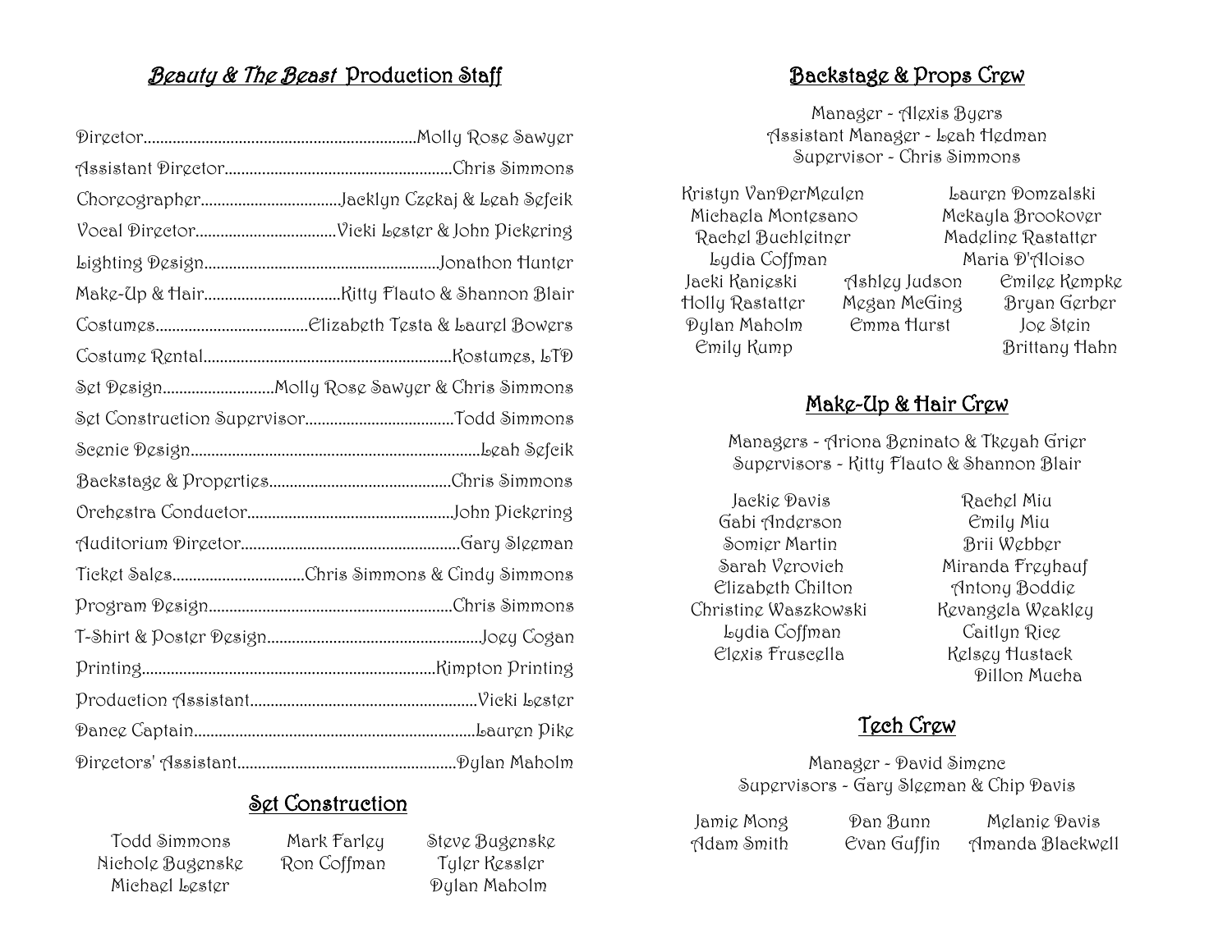## *Beauty & The Beast* Production Staff

Director..................................................................Molly Rose Sawyer
Assistant Director.......................................................Chris Simmons
Choreographer..................................Jacklyn Czekaj & Leah Sefcik
Vocal Director..................................Vicki Lester & John Pickering
Lighting Design.........................................................Jonathon Hunter
Make-Up & Hair..................................Kitty Flauto & Shannon Blair
Costumes.....................................Elizabeth Testa & Laurel Bowers
Costume Rental............................................................Kostumes, LTD
Set Design...........................Molly Rose Sawyer & Chris Simmons
Set Construction Supervisor....................................Todd Simmons
Scenic Design......................................................................Leah Sefcik
Backstage & Properties............................................Chris Simmons
Orchestra Conductor..................................................John Pickering
Auditorium Director.....................................................Gary Sleeman
Ticket Sales................................Chris Simmons & Cindy Simmons
Program Design...........................................................Chris Simmons
T-Shirt & Poster Design....................................................Joey Cogan
Printing.......................................................................Kimpton Printing
Production Assistant.......................................................Vicki Lester
Dance Captain....................................................................Lauren Pike
Directors' Assistant.....................................................Dylan Maholm

## Set Construction

Todd Simmons
Nichole Bugenske
Michael Lester
Mark Farley
Ron Coffman
Steve Bugenske
Tyler Kessler
Dylan Maholm

## Backstage & Props Crew

Manager - Alexis Byers
Assistant Manager - Leah Hedman
Supervisor - Chris Simmons

Kristyn VanDerMeulen
Michaela Montesano
Rachel Buchleitner
Lydia Coffman
Lauren Domzalski
Mckayla Brookover
Madeline Rastatter
Maria D'Aloiso
Jacki Kanieski
Holly Rastatter
Dylan Maholm
Emily Kump
Ashley Judson
Megan McGing
Emma Hurst
Emilee Kempke
Bryan Gerber
Joe Stein
Brittany Hahn

## Make-Up & Hair Crew

Managers - Ariona Beninato & Tkeyah Grier
Supervisors - Kitty Flauto & Shannon Blair

Jackie Davis
Gabi Anderson
Somier Martin
Sarah Verovich
Elizabeth Chilton
Christine Waszkowski
Lydia Coffman
Elexis Fruscella
Rachel Miu
Emily Miu
Brii Webber
Miranda Freyhauf
Antony Boddie
Kevangela Weakley
Caitlyn Rice
Kelsey Hustack
Dillon Mucha

## Tech Crew

Manager - David Simenc
Supervisors - Gary Sleeman & Chip Davis

Jamie Mong
Adam Smith
Dan Bunn
Evan Guffin
Melanie Davis
Amanda Blackwell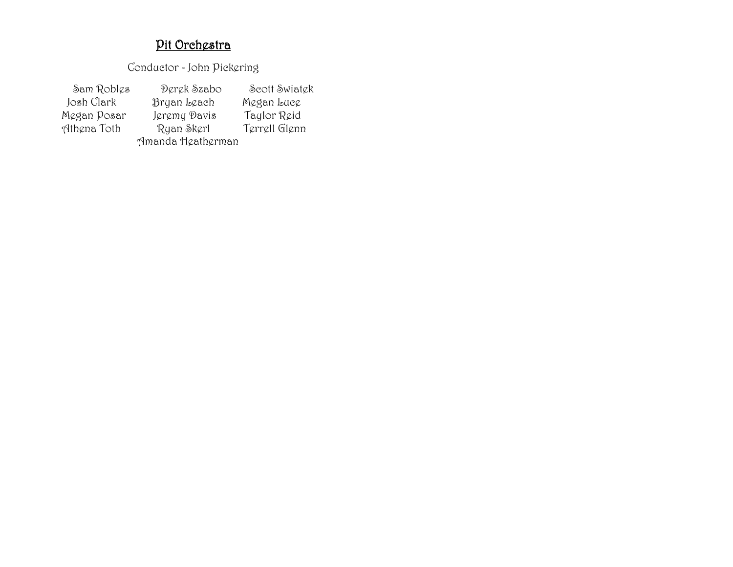## Pit Orchestra

Conductor - John Pickering

| | | |
|---|---|---|
| Sam Robles | Derek Szabo | Scott Swiatek |
| Josh Clark | Bryan Leach | Megan Luce |
| Megan Posar | Jeremy Davis | Taylor Reid |
| Athena Toth | Ryan Skerl | Terrell Glenn |

Amanda Heatherman